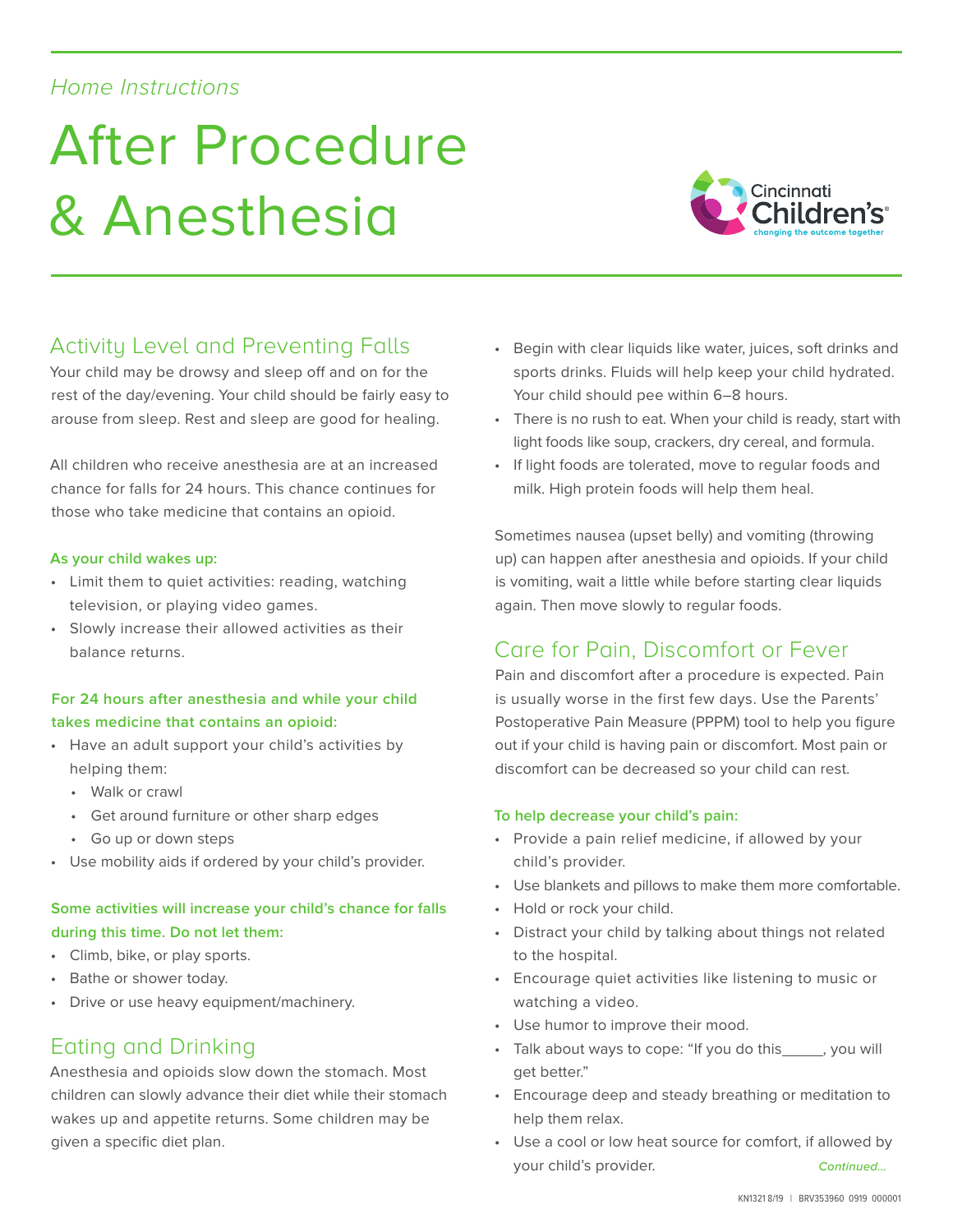*Home Instructions*

# After Procedure & Anesthesia

Cincinnati Children's
changing the outcome together

## Activity Level and Preventing Falls

Your child may be drowsy and sleep off and on for the rest of the day/evening. Your child should be fairly easy to arouse from sleep. Rest and sleep are good for healing.

All children who receive anesthesia are at an increased chance for falls for 24 hours. This chance continues for those who take medicine that contains an opioid.

**As your child wakes up:**

- Limit them to quiet activities: reading, watching television, or playing video games.
- Slowly increase their allowed activities as their balance returns.

**For 24 hours after anesthesia and while your child takes medicine that contains an opioid:**

- Have an adult support your child's activities by helping them:
  - Walk or crawl
  - Get around furniture or other sharp edges
  - Go up or down steps
- Use mobility aids if ordered by your child's provider.

**Some activities will increase your child's chance for falls during this time. Do not let them:**

- Climb, bike, or play sports.
- Bathe or shower today.
- Drive or use heavy equipment/machinery.

## Eating and Drinking

Anesthesia and opioids slow down the stomach. Most children can slowly advance their diet while their stomach wakes up and appetite returns. Some children may be given a specific diet plan.

- Begin with clear liquids like water, juices, soft drinks and sports drinks. Fluids will help keep your child hydrated. Your child should pee within 6–8 hours.
- There is no rush to eat. When your child is ready, start with light foods like soup, crackers, dry cereal, and formula.
- If light foods are tolerated, move to regular foods and milk. High protein foods will help them heal.

Sometimes nausea (upset belly) and vomiting (throwing up) can happen after anesthesia and opioids. If your child is vomiting, wait a little while before starting clear liquids again. Then move slowly to regular foods.

## Care for Pain, Discomfort or Fever

Pain and discomfort after a procedure is expected. Pain is usually worse in the first few days. Use the Parents' Postoperative Pain Measure (PPPM) tool to help you figure out if your child is having pain or discomfort. Most pain or discomfort can be decreased so your child can rest.

**To help decrease your child's pain:**

- Provide a pain relief medicine, if allowed by your child's provider.
- Use blankets and pillows to make them more comfortable.
- Hold or rock your child.
- Distract your child by talking about things not related to the hospital.
- Encourage quiet activities like listening to music or watching a video.
- Use humor to improve their mood.
- Talk about ways to cope: "If you do this_____, you will get better."
- Encourage deep and steady breathing or meditation to help them relax.
- Use a cool or low heat source for comfort, if allowed by your child's provider.

*Continued...*

KN1321 8/19 | BRV353960 0919 000001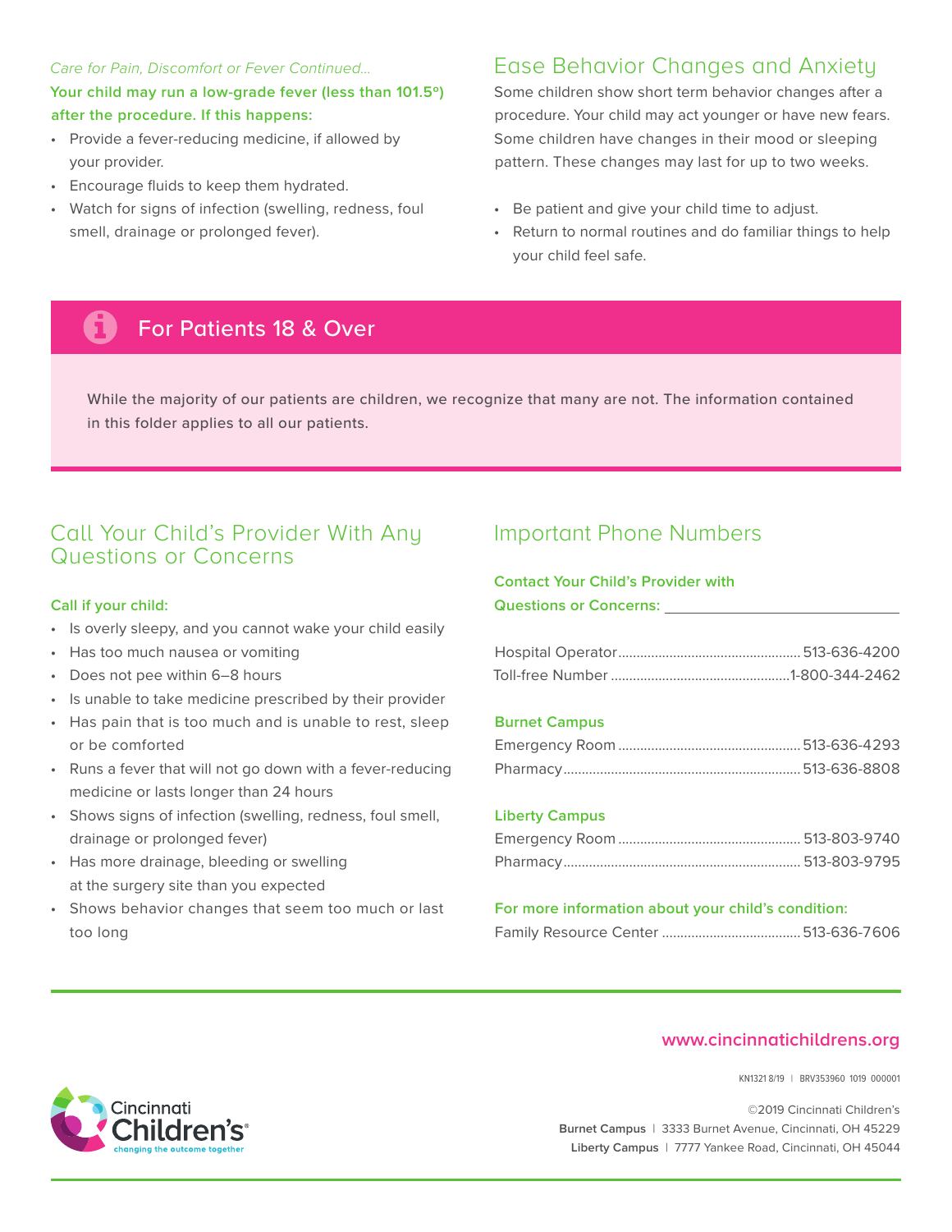*Care for Pain, Discomfort or Fever Continued…*

**Your child may run a low-grade fever (less than 101.5°) after the procedure. If this happens:**

- Provide a fever-reducing medicine, if allowed by your provider.
- Encourage fluids to keep them hydrated.
- Watch for signs of infection (swelling, redness, foul smell, drainage or prolonged fever).

## Ease Behavior Changes and Anxiety

Some children show short term behavior changes after a procedure. Your child may act younger or have new fears. Some children have changes in their mood or sleeping pattern. These changes may last for up to two weeks.

- Be patient and give your child time to adjust.
- Return to normal routines and do familiar things to help your child feel safe.

## For Patients 18 & Over

While the majority of our patients are children, we recognize that many are not. The information contained in this folder applies to all our patients.

## Call Your Child's Provider With Any Questions or Concerns

**Call if your child:**

- Is overly sleepy, and you cannot wake your child easily
- Has too much nausea or vomiting
- Does not pee within 6–8 hours
- Is unable to take medicine prescribed by their provider
- Has pain that is too much and is unable to rest, sleep or be comforted
- Runs a fever that will not go down with a fever-reducing medicine or lasts longer than 24 hours
- Shows signs of infection (swelling, redness, foul smell, drainage or prolonged fever)
- Has more drainage, bleeding or swelling at the surgery site than you expected
- Shows behavior changes that seem too much or last too long

## Important Phone Numbers

**Contact Your Child's Provider with Questions or Concerns:** ______________________

Hospital Operator .................... 513-636-4200
Toll-free Number .................... 1-800-344-2462

**Burnet Campus**

Emergency Room .................... 513-636-4293
Pharmacy .................... 513-636-8808

**Liberty Campus**

Emergency Room .................... 513-803-9740
Pharmacy .................... 513-803-9795

**For more information about your child's condition:**

Family Resource Center .................... 513-636-7606

www.cincinnatichildrens.org

KN1321 8/19 | BRV353960 1019 000001

Cincinnati Children's — changing the outcome together

©2019 Cincinnati Children's
**Burnet Campus** | 3333 Burnet Avenue, Cincinnati, OH 45229
**Liberty Campus** | 7777 Yankee Road, Cincinnati, OH 45044